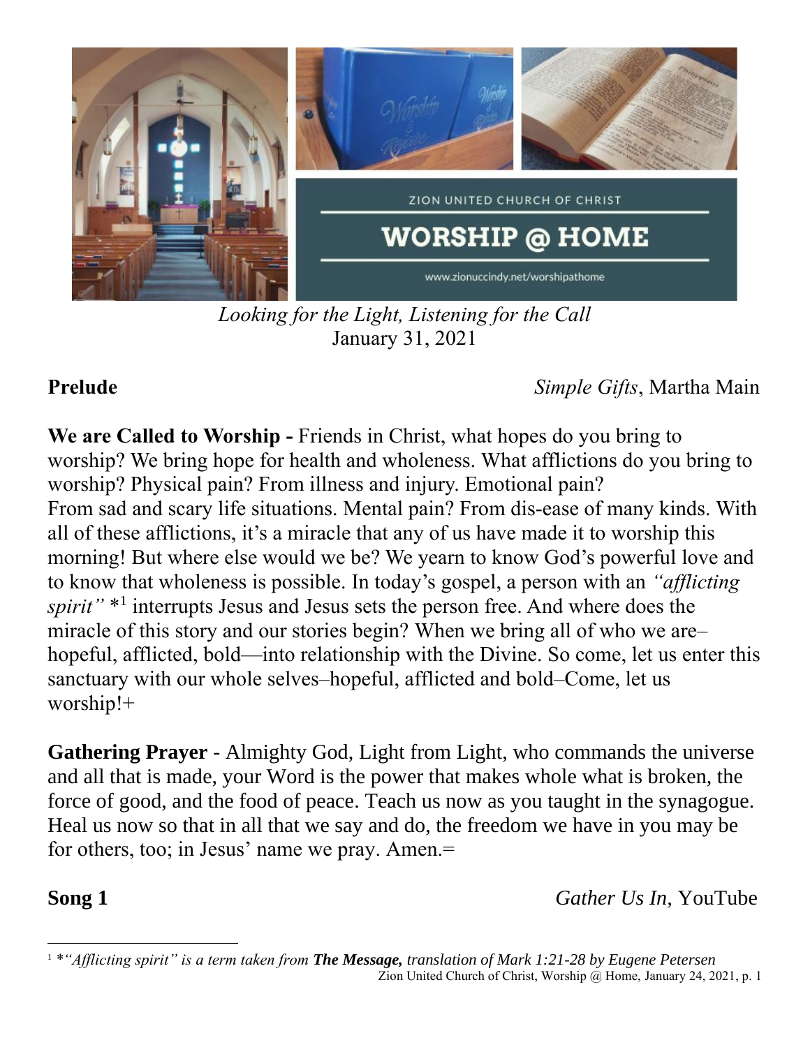ZION UNITED CHURCH OF CHRIST

# WORSHIP @ HOME

www.zionuccindy.net/worshipathome

*Looking for the Light, Listening for the Call*
January 31, 2021

**Prelude** *Simple Gifts*, Martha Main

**We are Called to Worship -** Friends in Christ, what hopes do you bring to worship? We bring hope for health and wholeness. What afflictions do you bring to worship? Physical pain? From illness and injury. Emotional pain? From sad and scary life situations. Mental pain? From dis-ease of many kinds. With all of these afflictions, it's a miracle that any of us have made it to worship this morning! But where else would we be? We yearn to know God's powerful love and to know that wholeness is possible. In today's gospel, a person with an *"afflicting spirit"* *[1] interrupts Jesus and Jesus sets the person free. And where does the miracle of this story and our stories begin? When we bring all of who we are– hopeful, afflicted, bold—into relationship with the Divine. So come, let us enter this sanctuary with our whole selves–hopeful, afflicted and bold–Come, let us worship!+

**Gathering Prayer** - Almighty God, Light from Light, who commands the universe and all that is made, your Word is the power that makes whole what is broken, the force of good, and the food of peace. Teach us now as you taught in the synagogue. Heal us now so that in all that we say and do, the freedom we have in you may be for others, too; in Jesus' name we pray. Amen.=

**Song 1** *Gather Us In,* YouTube

[1] **"Afflicting spirit" is a term taken from* ***The Message,*** *translation of Mark 1:21-28 by Eugene Petersen*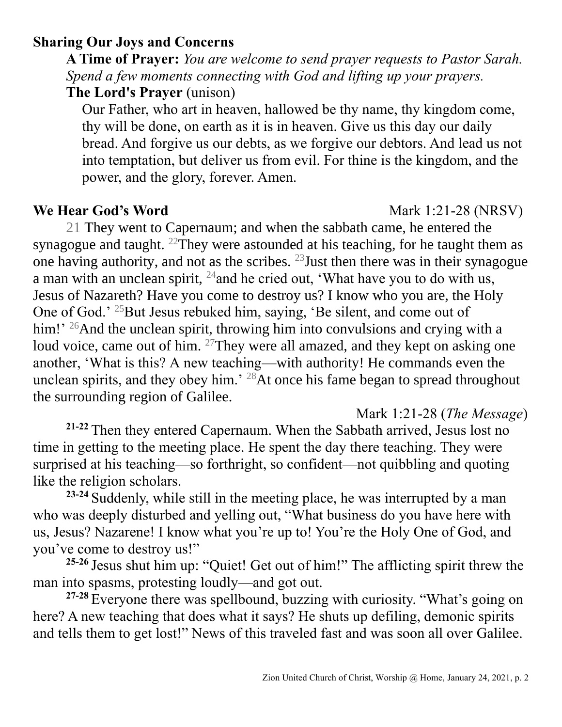## Sharing Our Joys and Concerns

**A Time of Prayer:** *You are welcome to send prayer requests to Pastor Sarah. Spend a few moments connecting with God and lifting up your prayers.*

**The Lord's Prayer** (unison)

Our Father, who art in heaven, hallowed be thy name, thy kingdom come, thy will be done, on earth as it is in heaven. Give us this day our daily bread. And forgive us our debts, as we forgive our debtors. And lead us not into temptation, but deliver us from evil. For thine is the kingdom, and the power, and the glory, forever. Amen.

## We Hear God's Word

Mark 1:21-28 (NRSV)

21 They went to Capernaum; and when the sabbath came, he entered the synagogue and taught. 22 They were astounded at his teaching, for he taught them as one having authority, and not as the scribes. 23 Just then there was in their synagogue a man with an unclean spirit, 24 and he cried out, 'What have you to do with us, Jesus of Nazareth? Have you come to destroy us? I know who you are, the Holy One of God.' 25 But Jesus rebuked him, saying, 'Be silent, and come out of him!' 26 And the unclean spirit, throwing him into convulsions and crying with a loud voice, came out of him. 27 They were all amazed, and they kept on asking one another, 'What is this? A new teaching—with authority! He commands even the unclean spirits, and they obey him.' 28 At once his fame began to spread throughout the surrounding region of Galilee.

Mark 1:21-28 (*The Message*)

**21-22** Then they entered Capernaum. When the Sabbath arrived, Jesus lost no time in getting to the meeting place. He spent the day there teaching. They were surprised at his teaching—so forthright, so confident—not quibbling and quoting like the religion scholars.

**23-24** Suddenly, while still in the meeting place, he was interrupted by a man who was deeply disturbed and yelling out, "What business do you have here with us, Jesus? Nazarene! I know what you're up to! You're the Holy One of God, and you've come to destroy us!"

**25-26** Jesus shut him up: "Quiet! Get out of him!" The afflicting spirit threw the man into spasms, protesting loudly—and got out.

**27-28** Everyone there was spellbound, buzzing with curiosity. "What's going on here? A new teaching that does what it says? He shuts up defiling, demonic spirits and tells them to get lost!" News of this traveled fast and was soon all over Galilee.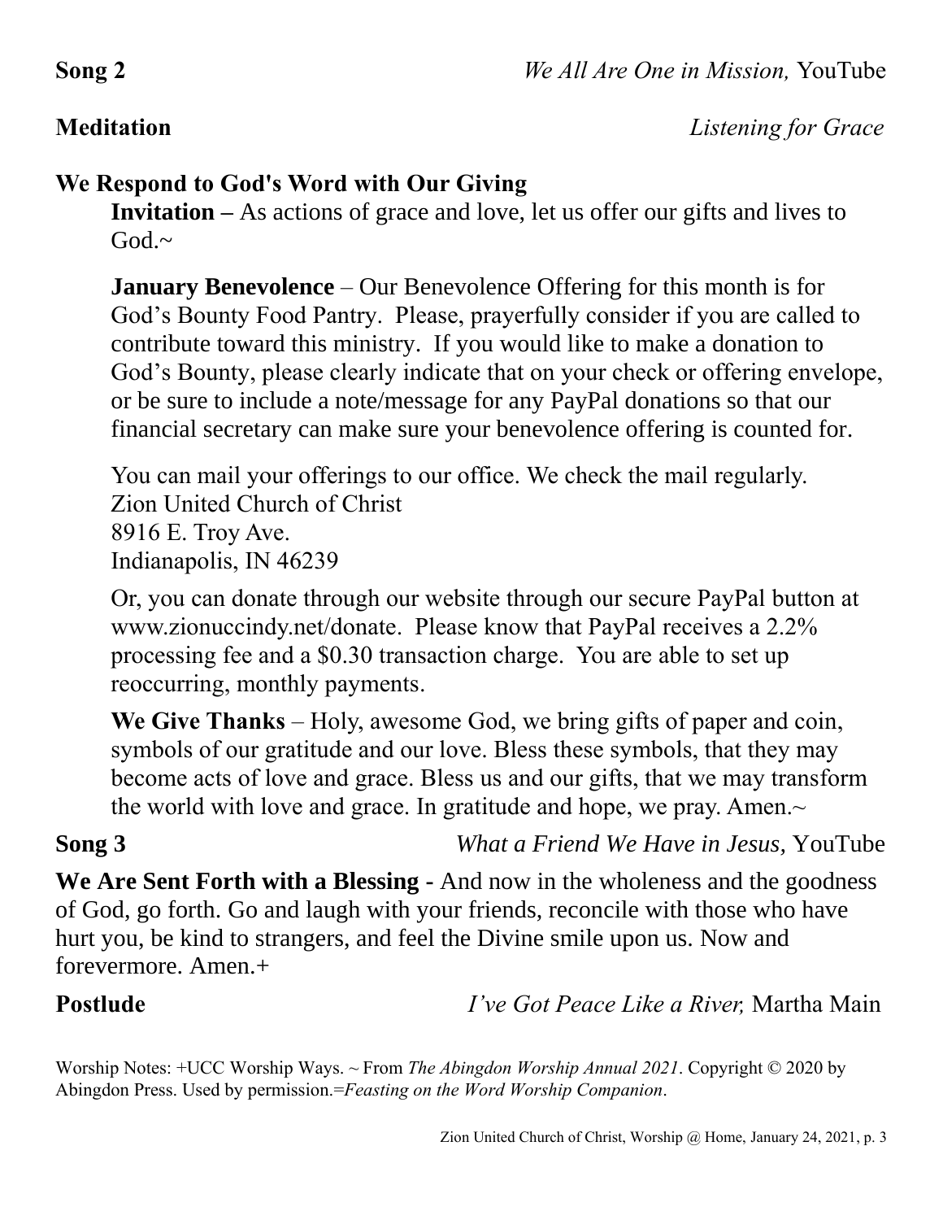**Song 2** *We All Are One in Mission,* YouTube

**Meditation** *Listening for Grace*

**We Respond to God's Word with Our Giving**

**Invitation –** As actions of grace and love, let us offer our gifts and lives to God.~

**January Benevolence** – Our Benevolence Offering for this month is for God's Bounty Food Pantry. Please, prayerfully consider if you are called to contribute toward this ministry. If you would like to make a donation to God's Bounty, please clearly indicate that on your check or offering envelope, or be sure to include a note/message for any PayPal donations so that our financial secretary can make sure your benevolence offering is counted for.

You can mail your offerings to our office. We check the mail regularly.
Zion United Church of Christ
8916 E. Troy Ave.
Indianapolis, IN 46239

Or, you can donate through our website through our secure PayPal button at www.zionuccindy.net/donate. Please know that PayPal receives a 2.2% processing fee and a $0.30 transaction charge. You are able to set up reoccurring, monthly payments.

**We Give Thanks** – Holy, awesome God, we bring gifts of paper and coin, symbols of our gratitude and our love. Bless these symbols, that they may become acts of love and grace. Bless us and our gifts, that we may transform the world with love and grace. In gratitude and hope, we pray. Amen.~

**Song 3** *What a Friend We Have in Jesus,* YouTube

**We Are Sent Forth with a Blessing -** And now in the wholeness and the goodness of God, go forth. Go and laugh with your friends, reconcile with those who have hurt you, be kind to strangers, and feel the Divine smile upon us. Now and forevermore. Amen.+

**Postlude** *I've Got Peace Like a River,* Martha Main

Worship Notes: +UCC Worship Ways. ~ From *The Abingdon Worship Annual 2021*. Copyright © 2020 by Abingdon Press. Used by permission.=*Feasting on the Word Worship Companion*.